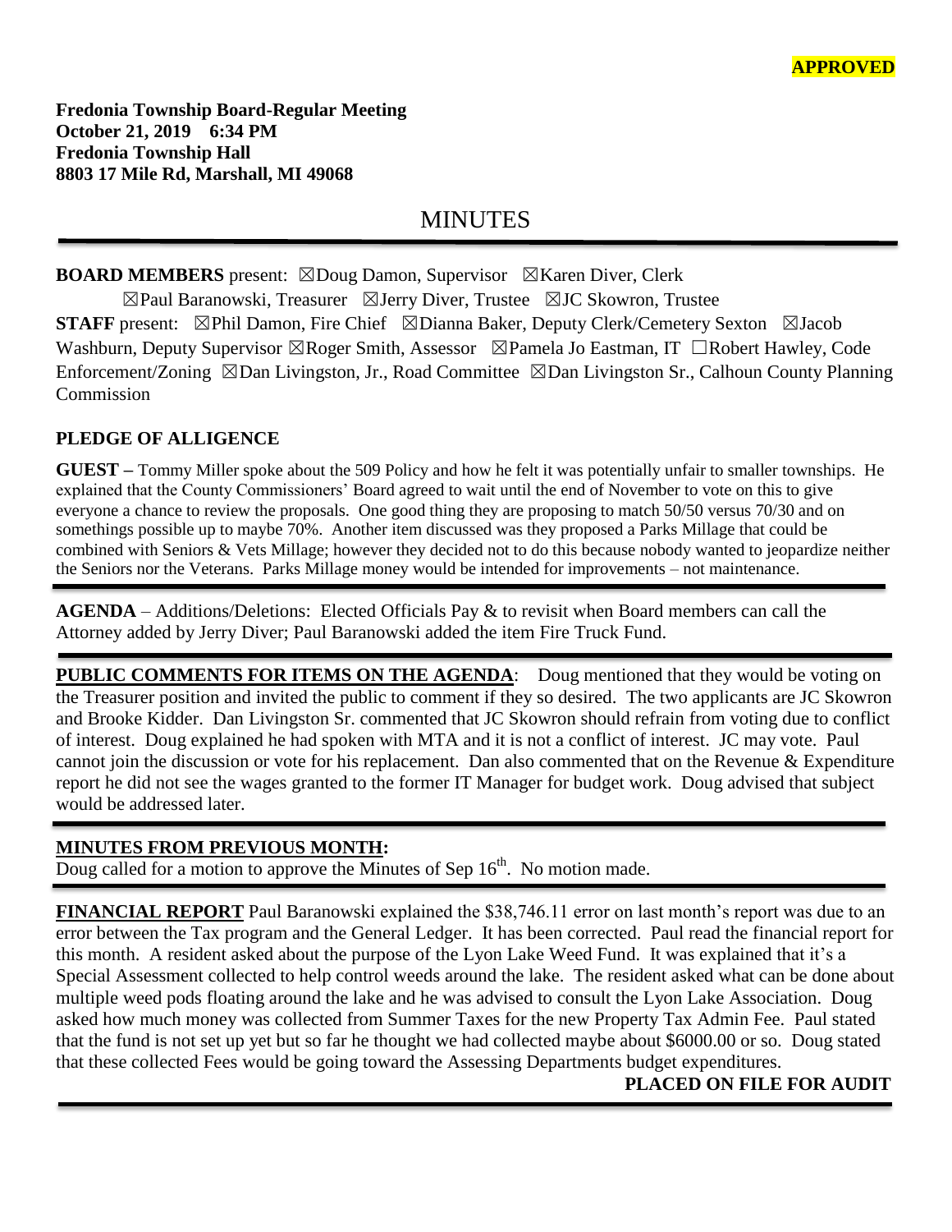**APPROVED**

**Fredonia Township Board-Regular Meeting**
**October 21, 2019 6:34 PM**
**Fredonia Township Hall**
**8803 17 Mile Rd, Marshall, MI 49068**

# MINUTES

**BOARD MEMBERS** present: ☒Doug Damon, Supervisor ☒Karen Diver, Clerk ☒Paul Baranowski, Treasurer ☒Jerry Diver, Trustee ☒JC Skowron, Trustee

**STAFF** present: ☒Phil Damon, Fire Chief ☒Dianna Baker, Deputy Clerk/Cemetery Sexton ☒Jacob Washburn, Deputy Supervisor ☒Roger Smith, Assessor ☒Pamela Jo Eastman, IT ☐Robert Hawley, Code Enforcement/Zoning ☒Dan Livingston, Jr., Road Committee ☒Dan Livingston Sr., Calhoun County Planning Commission

**PLEDGE OF ALLIGENCE**

**GUEST –** Tommy Miller spoke about the 509 Policy and how he felt it was potentially unfair to smaller townships. He explained that the County Commissioners' Board agreed to wait until the end of November to vote on this to give everyone a chance to review the proposals. One good thing they are proposing to match 50/50 versus 70/30 and on somethings possible up to maybe 70%. Another item discussed was they proposed a Parks Millage that could be combined with Seniors & Vets Millage; however they decided not to do this because nobody wanted to jeopardize neither the Seniors nor the Veterans. Parks Millage money would be intended for improvements – not maintenance.

**AGENDA** – Additions/Deletions: Elected Officials Pay & to revisit when Board members can call the Attorney added by Jerry Diver; Paul Baranowski added the item Fire Truck Fund.

**PUBLIC COMMENTS FOR ITEMS ON THE AGENDA**: Doug mentioned that they would be voting on the Treasurer position and invited the public to comment if they so desired. The two applicants are JC Skowron and Brooke Kidder. Dan Livingston Sr. commented that JC Skowron should refrain from voting due to conflict of interest. Doug explained he had spoken with MTA and it is not a conflict of interest. JC may vote. Paul cannot join the discussion or vote for his replacement. Dan also commented that on the Revenue & Expenditure report he did not see the wages granted to the former IT Manager for budget work. Doug advised that subject would be addressed later.

**MINUTES FROM PREVIOUS MONTH:**
Doug called for a motion to approve the Minutes of Sep 16th. No motion made.

**FINANCIAL REPORT** Paul Baranowski explained the $38,746.11 error on last month's report was due to an error between the Tax program and the General Ledger. It has been corrected. Paul read the financial report for this month. A resident asked about the purpose of the Lyon Lake Weed Fund. It was explained that it's a Special Assessment collected to help control weeds around the lake. The resident asked what can be done about multiple weed pods floating around the lake and he was advised to consult the Lyon Lake Association. Doug asked how much money was collected from Summer Taxes for the new Property Tax Admin Fee. Paul stated that the fund is not set up yet but so far he thought we had collected maybe about $6000.00 or so. Doug stated that these collected Fees would be going toward the Assessing Departments budget expenditures.

**PLACED ON FILE FOR AUDIT**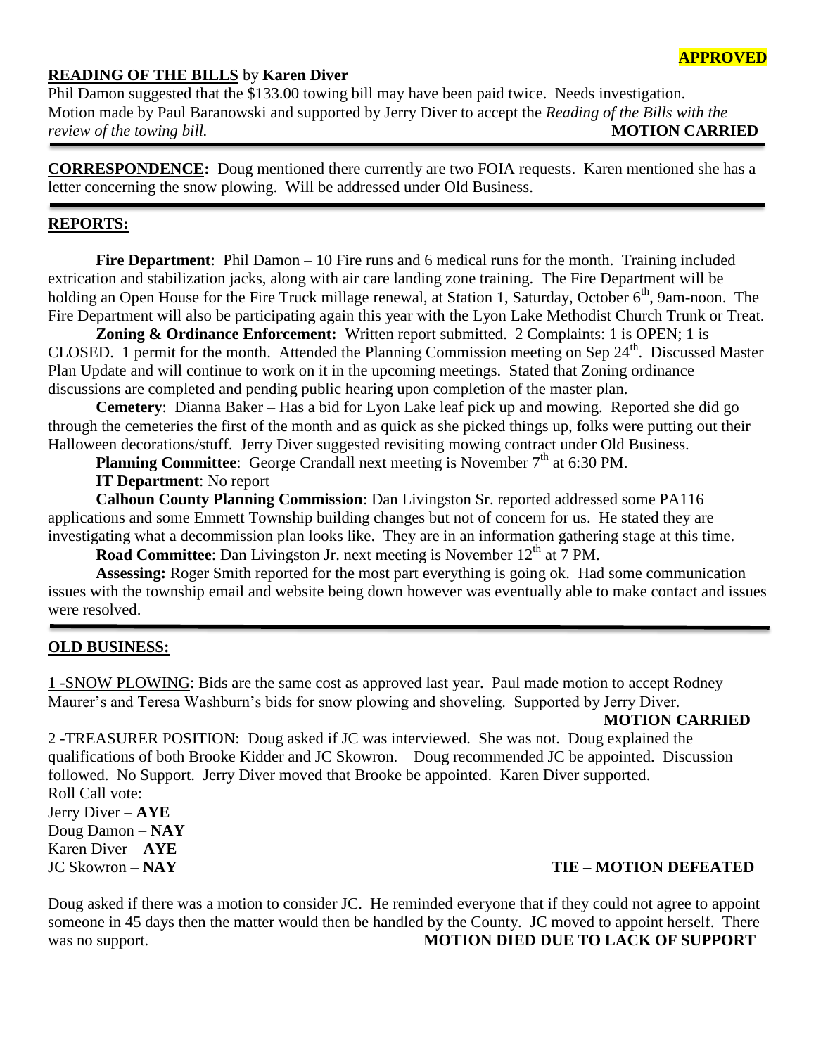**APPROVED**

**READING OF THE BILLS** by **Karen Diver**

Phil Damon suggested that the $133.00 towing bill may have been paid twice. Needs investigation. Motion made by Paul Baranowski and supported by Jerry Diver to accept the *Reading of the Bills with the review of the towing bill.* **MOTION CARRIED**

---

**CORRESPONDENCE:** Doug mentioned there currently are two FOIA requests. Karen mentioned she has a letter concerning the snow plowing. Will be addressed under Old Business.

---

**REPORTS:**

**Fire Department**: Phil Damon – 10 Fire runs and 6 medical runs for the month. Training included extrication and stabilization jacks, along with air care landing zone training. The Fire Department will be holding an Open House for the Fire Truck millage renewal, at Station 1, Saturday, October 6th, 9am-noon. The Fire Department will also be participating again this year with the Lyon Lake Methodist Church Trunk or Treat.

**Zoning & Ordinance Enforcement:** Written report submitted. 2 Complaints: 1 is OPEN; 1 is CLOSED. 1 permit for the month. Attended the Planning Commission meeting on Sep 24th. Discussed Master Plan Update and will continue to work on it in the upcoming meetings. Stated that Zoning ordinance discussions are completed and pending public hearing upon completion of the master plan.

**Cemetery**: Dianna Baker – Has a bid for Lyon Lake leaf pick up and mowing. Reported she did go through the cemeteries the first of the month and as quick as she picked things up, folks were putting out their Halloween decorations/stuff. Jerry Diver suggested revisiting mowing contract under Old Business.

**Planning Committee**: George Crandall next meeting is November 7th at 6:30 PM.

**IT Department**: No report

**Calhoun County Planning Commission**: Dan Livingston Sr. reported addressed some PA116 applications and some Emmett Township building changes but not of concern for us. He stated they are investigating what a decommission plan looks like. They are in an information gathering stage at this time.

**Road Committee**: Dan Livingston Jr. next meeting is November 12th at 7 PM.

**Assessing:** Roger Smith reported for the most part everything is going ok. Had some communication issues with the township email and website being down however was eventually able to make contact and issues were resolved.

---

**OLD BUSINESS:**

1 -SNOW PLOWING: Bids are the same cost as approved last year. Paul made motion to accept Rodney Maurer's and Teresa Washburn's bids for snow plowing and shoveling. Supported by Jerry Diver.

**MOTION CARRIED**

2 -TREASURER POSITION: Doug asked if JC was interviewed. She was not. Doug explained the qualifications of both Brooke Kidder and JC Skowron. Doug recommended JC be appointed. Discussion followed. No Support. Jerry Diver moved that Brooke be appointed. Karen Diver supported.

Roll Call vote:
Jerry Diver – **AYE**
Doug Damon – **NAY**
Karen Diver – **AYE**
JC Skowron – **NAY** **TIE – MOTION DEFEATED**

Doug asked if there was a motion to consider JC. He reminded everyone that if they could not agree to appoint someone in 45 days then the matter would then be handled by the County. JC moved to appoint herself. There was no support. **MOTION DIED DUE TO LACK OF SUPPORT**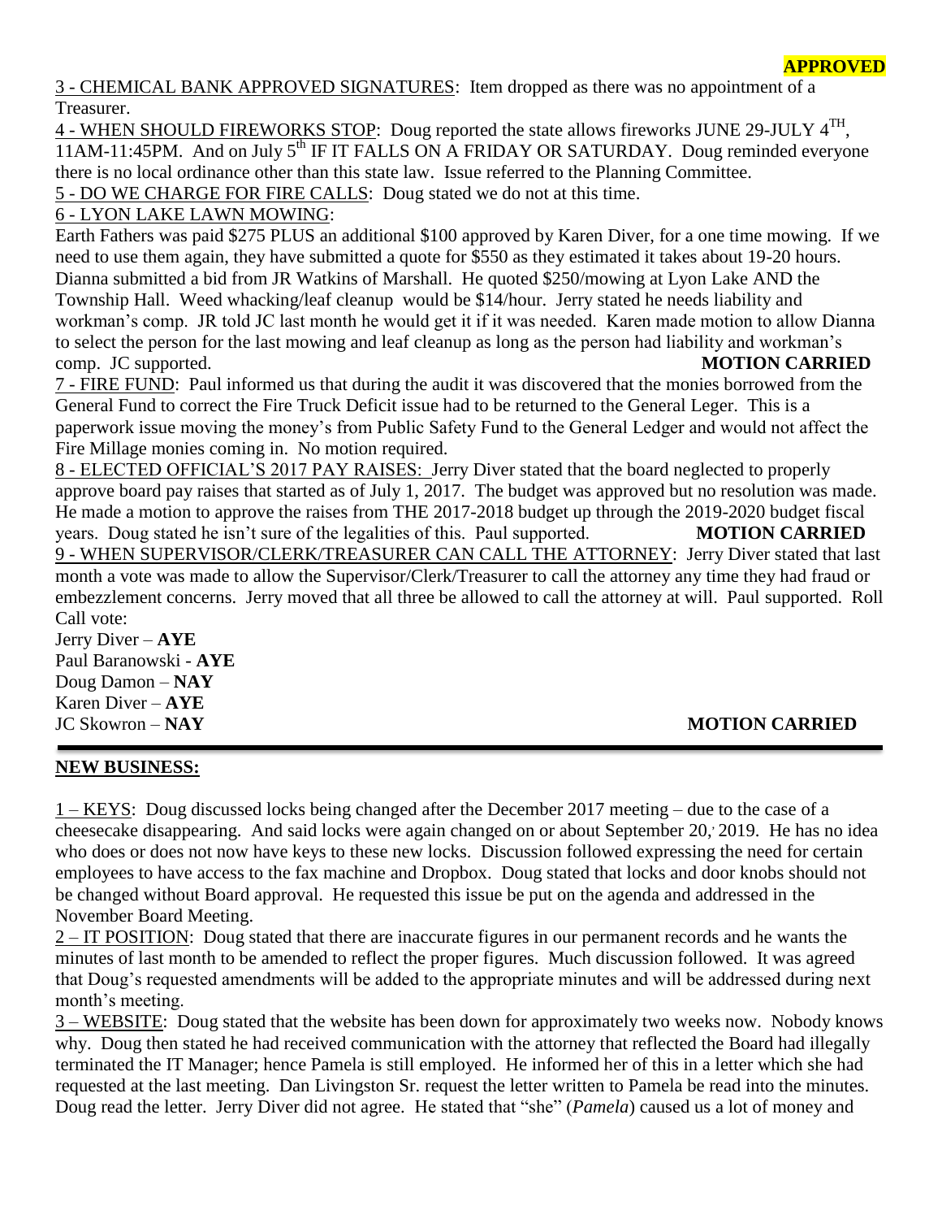**APPROVED**

3 - CHEMICAL BANK APPROVED SIGNATURES: Item dropped as there was no appointment of a Treasurer.

4 - WHEN SHOULD FIREWORKS STOP: Doug reported the state allows fireworks JUNE 29-JULY 4TH, 11AM-11:45PM. And on July 5th IF IT FALLS ON A FRIDAY OR SATURDAY. Doug reminded everyone there is no local ordinance other than this state law. Issue referred to the Planning Committee.

5 - DO WE CHARGE FOR FIRE CALLS: Doug stated we do not at this time.

6 - LYON LAKE LAWN MOWING:

Earth Fathers was paid $275 PLUS an additional $100 approved by Karen Diver, for a one time mowing. If we need to use them again, they have submitted a quote for $550 as they estimated it takes about 19-20 hours. Dianna submitted a bid from JR Watkins of Marshall. He quoted $250/mowing at Lyon Lake AND the Township Hall. Weed whacking/leaf cleanup would be $14/hour. Jerry stated he needs liability and workman's comp. JR told JC last month he would get it if it was needed. Karen made motion to allow Dianna to select the person for the last mowing and leaf cleanup as long as the person had liability and workman's comp. JC supported. **MOTION CARRIED**

7 - FIRE FUND: Paul informed us that during the audit it was discovered that the monies borrowed from the General Fund to correct the Fire Truck Deficit issue had to be returned to the General Leger. This is a paperwork issue moving the money's from Public Safety Fund to the General Ledger and would not affect the Fire Millage monies coming in. No motion required.

8 - ELECTED OFFICIAL'S 2017 PAY RAISES: Jerry Diver stated that the board neglected to properly approve board pay raises that started as of July 1, 2017. The budget was approved but no resolution was made. He made a motion to approve the raises from THE 2017-2018 budget up through the 2019-2020 budget fiscal years. Doug stated he isn't sure of the legalities of this. Paul supported. **MOTION CARRIED**

9 - WHEN SUPERVISOR/CLERK/TREASURER CAN CALL THE ATTORNEY: Jerry Diver stated that last month a vote was made to allow the Supervisor/Clerk/Treasurer to call the attorney any time they had fraud or embezzlement concerns. Jerry moved that all three be allowed to call the attorney at will. Paul supported. Roll Call vote:

Jerry Diver – **AYE**
Paul Baranowski - **AYE**
Doug Damon – **NAY**
Karen Diver – **AYE**
JC Skowron – **NAY** **MOTION CARRIED**

---

**NEW BUSINESS:**

1 – KEYS: Doug discussed locks being changed after the December 2017 meeting – due to the case of a cheesecake disappearing. And said locks were again changed on or about September 20, 2019. He has no idea who does or does not now have keys to these new locks. Discussion followed expressing the need for certain employees to have access to the fax machine and Dropbox. Doug stated that locks and door knobs should not be changed without Board approval. He requested this issue be put on the agenda and addressed in the November Board Meeting.

2 – IT POSITION: Doug stated that there are inaccurate figures in our permanent records and he wants the minutes of last month to be amended to reflect the proper figures. Much discussion followed. It was agreed that Doug's requested amendments will be added to the appropriate minutes and will be addressed during next month's meeting.

3 – WEBSITE: Doug stated that the website has been down for approximately two weeks now. Nobody knows why. Doug then stated he had received communication with the attorney that reflected the Board had illegally terminated the IT Manager; hence Pamela is still employed. He informed her of this in a letter which she had requested at the last meeting. Dan Livingston Sr. request the letter written to Pamela be read into the minutes. Doug read the letter. Jerry Diver did not agree. He stated that "she" (*Pamela*) caused us a lot of money and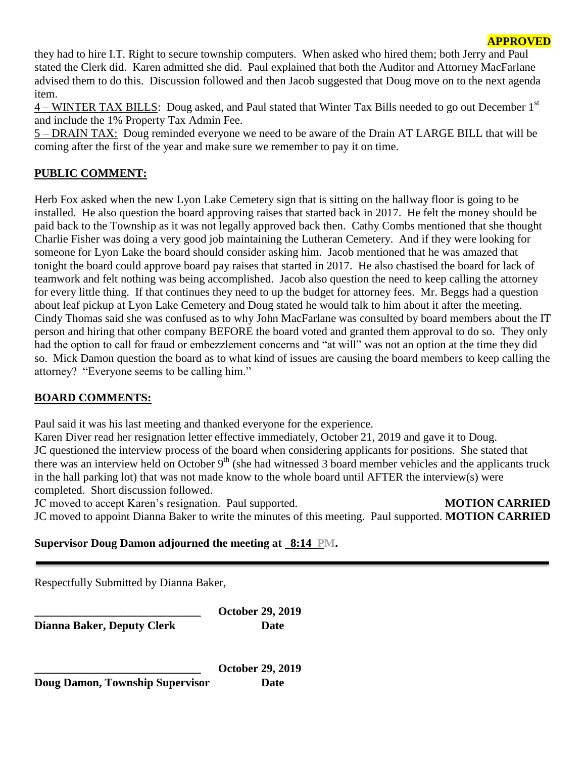**APPROVED**

they had to hire I.T. Right to secure township computers. When asked who hired them; both Jerry and Paul stated the Clerk did. Karen admitted she did. Paul explained that both the Auditor and Attorney MacFarlane advised them to do this. Discussion followed and then Jacob suggested that Doug move on to the next agenda item.

4 – WINTER TAX BILLS: Doug asked, and Paul stated that Winter Tax Bills needed to go out December 1st and include the 1% Property Tax Admin Fee.

5 – DRAIN TAX: Doug reminded everyone we need to be aware of the Drain AT LARGE BILL that will be coming after the first of the year and make sure we remember to pay it on time.

**PUBLIC COMMENT:**

Herb Fox asked when the new Lyon Lake Cemetery sign that is sitting on the hallway floor is going to be installed. He also question the board approving raises that started back in 2017. He felt the money should be paid back to the Township as it was not legally approved back then. Cathy Combs mentioned that she thought Charlie Fisher was doing a very good job maintaining the Lutheran Cemetery. And if they were looking for someone for Lyon Lake the board should consider asking him. Jacob mentioned that he was amazed that tonight the board could approve board pay raises that started in 2017. He also chastised the board for lack of teamwork and felt nothing was being accomplished. Jacob also question the need to keep calling the attorney for every little thing. If that continues they need to up the budget for attorney fees. Mr. Beggs had a question about leaf pickup at Lyon Lake Cemetery and Doug stated he would talk to him about it after the meeting. Cindy Thomas said she was confused as to why John MacFarlane was consulted by board members about the IT person and hiring that other company BEFORE the board voted and granted them approval to do so. They only had the option to call for fraud or embezzlement concerns and "at will" was not an option at the time they did so. Mick Damon question the board as to what kind of issues are causing the board members to keep calling the attorney? "Everyone seems to be calling him."

**BOARD COMMENTS:**

Paul said it was his last meeting and thanked everyone for the experience.

Karen Diver read her resignation letter effective immediately, October 21, 2019 and gave it to Doug.

JC questioned the interview process of the board when considering applicants for positions. She stated that there was an interview held on October 9th (she had witnessed 3 board member vehicles and the applicants truck in the hall parking lot) that was not made know to the whole board until AFTER the interview(s) were completed. Short discussion followed.

JC moved to accept Karen's resignation. Paul supported. **MOTION CARRIED**

JC moved to appoint Dianna Baker to write the minutes of this meeting. Paul supported. **MOTION CARRIED**

**Supervisor Doug Damon adjourned the meeting at 8:14 PM.**

---

Respectfully Submitted by Dianna Baker,

| | |
|---|---|
| ______________________________ | **October 29, 2019** |
| **Dianna Baker, Deputy Clerk** | **Date** |
| ______________________________ | **October 29, 2019** |
| **Doug Damon, Township Supervisor** | **Date** |